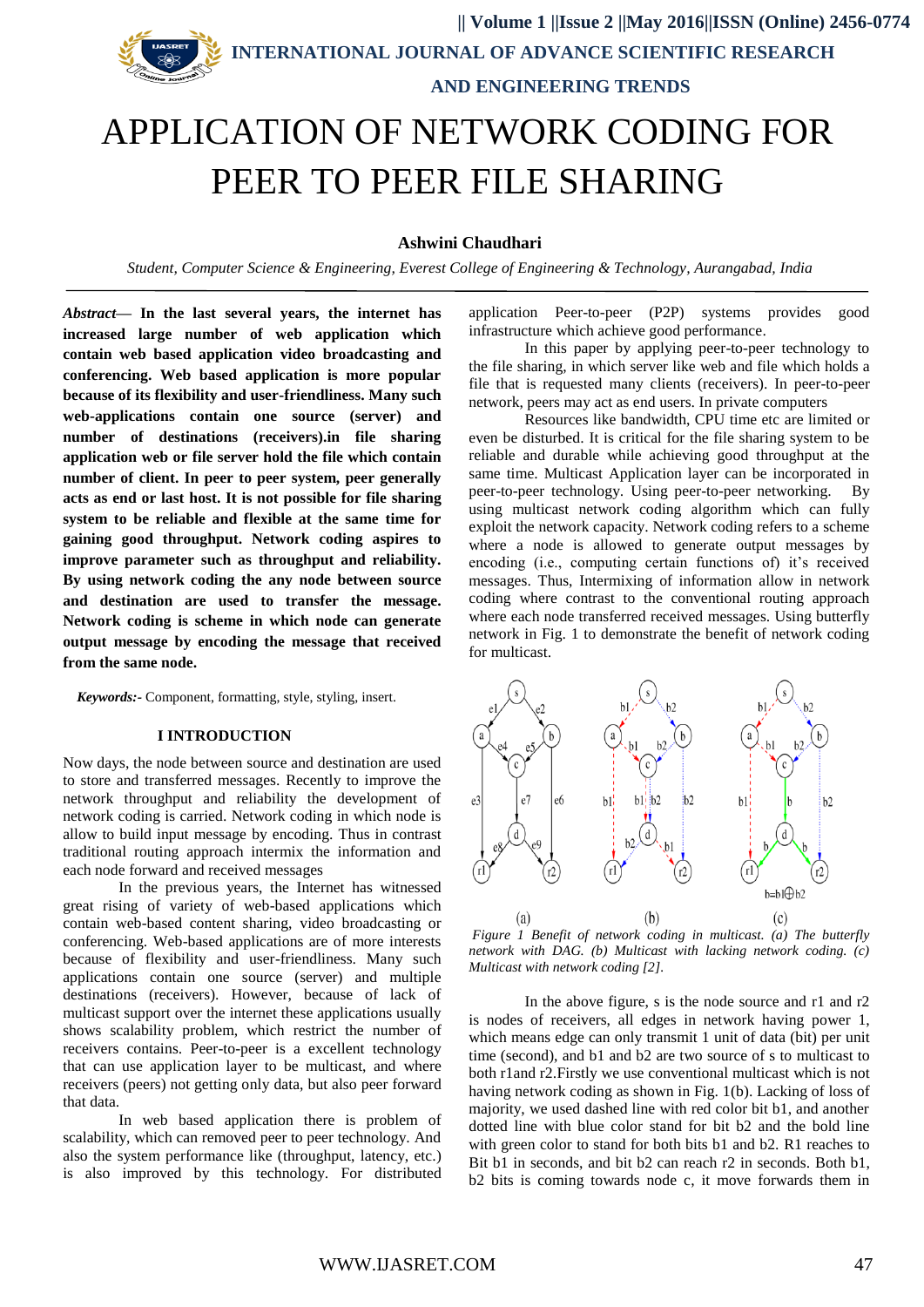# APPLICATION OF NETWORK CODING FOR PEER TO PEER FILE SHARING

**Ashwini Chaudhari**

*Student, Computer Science & Engineering, Everest College of Engineering & Technology, Aurangabad, India*

***Abstract*— In the last several years, the internet has increased large number of web application which contain web based application video broadcasting and conferencing. Web based application is more popular because of its flexibility and user-friendliness. Many such web-applications contain one source (server) and number of destinations (receivers).in file sharing application web or file server hold the file which contain number of client. In peer to peer system, peer generally acts as end or last host. It is not possible for file sharing system to be reliable and flexible at the same time for gaining good throughput. Network coding aspires to improve parameter such as throughput and reliability. By using network coding the any node between source and destination are used to transfer the message. Network coding is scheme in which node can generate output message by encoding the message that received from the same node.**

***Keywords:-*** Component, formatting, style, styling, insert.

## I INTRODUCTION

Now days, the node between source and destination are used to store and transferred messages. Recently to improve the network throughput and reliability the development of network coding is carried. Network coding in which node is allow to build input message by encoding. Thus in contrast traditional routing approach intermix the information and each node forward and received messages

In the previous years, the Internet has witnessed great rising of variety of web-based applications which contain web-based content sharing, video broadcasting or conferencing. Web-based applications are of more interests because of flexibility and user-friendliness. Many such applications contain one source (server) and multiple destinations (receivers). However, because of lack of multicast support over the internet these applications usually shows scalability problem, which restrict the number of receivers contains. Peer-to-peer is a excellent technology that can use application layer to be multicast, and where receivers (peers) not getting only data, but also peer forward that data.

In web based application there is problem of scalability, which can removed peer to peer technology. And also the system performance like (throughput, latency, etc.) is also improved by this technology. For distributed application Peer-to-peer (P2P) systems provides good infrastructure which achieve good performance.

In this paper by applying peer-to-peer technology to the file sharing, in which server like web and file which holds a file that is requested many clients (receivers). In peer-to-peer network, peers may act as end users. In private computers

Resources like bandwidth, CPU time etc are limited or even be disturbed. It is critical for the file sharing system to be reliable and durable while achieving good throughput at the same time. Multicast Application layer can be incorporated in peer-to-peer technology. Using peer-to-peer networking. By using multicast network coding algorithm which can fully exploit the network capacity. Network coding refers to a scheme where a node is allowed to generate output messages by encoding (i.e., computing certain functions of) it's received messages. Thus, Intermixing of information allow in network coding where contrast to the conventional routing approach where each node transferred received messages. Using butterfly network in Fig. 1 to demonstrate the benefit of network coding for multicast.

*Figure 1 Benefit of network coding in multicast. (a) The butterfly network with DAG. (b) Multicast with lacking network coding. (c) Multicast with network coding [2].*

In the above figure, s is the node source and r1 and r2 is nodes of receivers, all edges in network having power 1, which means edge can only transmit 1 unit of data (bit) per unit time (second), and b1 and b2 are two source of s to multicast to both r1and r2.Firstly we use conventional multicast which is not having network coding as shown in Fig. 1(b). Lacking of loss of majority, we used dashed line with red color bit b1, and another dotted line with blue color stand for bit b2 and the bold line with green color to stand for both bits b1 and b2. R1 reaches to Bit b1 in seconds, and bit b2 can reach r2 in seconds. Both b1, b2 bits is coming towards node c, it move forwards them in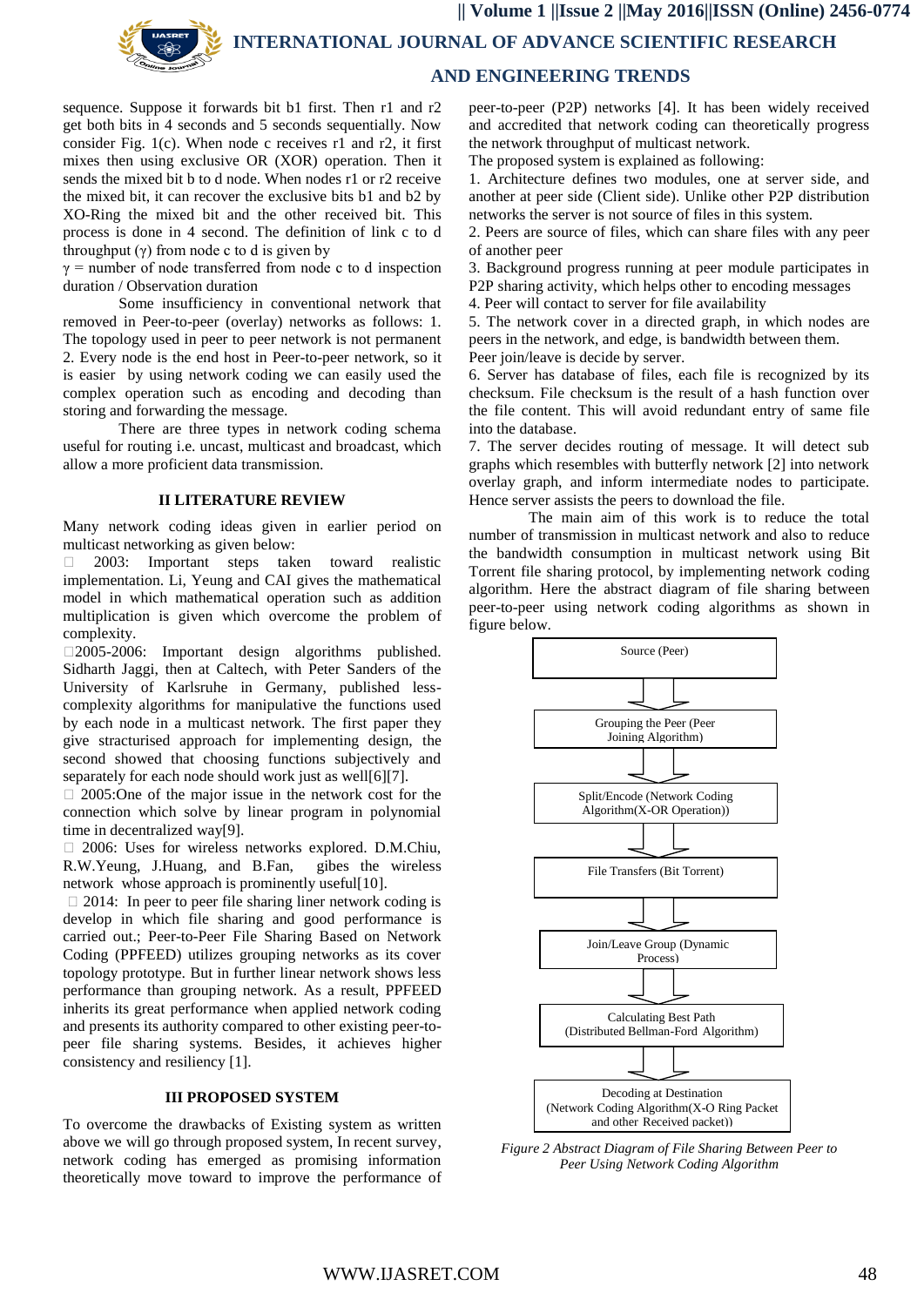sequence. Suppose it forwards bit b1 first. Then r1 and r2 get both bits in 4 seconds and 5 seconds sequentially. Now consider Fig. 1(c). When node c receives r1 and r2, it first mixes then using exclusive OR (XOR) operation. Then it sends the mixed bit b to d node. When nodes r1 or r2 receive the mixed bit, it can recover the exclusive bits b1 and b2 by XO-Ring the mixed bit and the other received bit. This process is done in 4 second. The definition of link c to d throughput (γ) from node c to d is given by

γ = number of node transferred from node c to d inspection duration / Observation duration

Some insufficiency in conventional network that removed in Peer-to-peer (overlay) networks as follows: 1. The topology used in peer to peer network is not permanent 2. Every node is the end host in Peer-to-peer network, so it is easier by using network coding we can easily used the complex operation such as encoding and decoding than storing and forwarding the message.

There are three types in network coding schema useful for routing i.e. uncast, multicast and broadcast, which allow a more proficient data transmission.

## II LITERATURE REVIEW

Many network coding ideas given in earlier period on multicast networking as given below:

- 2003: Important steps taken toward realistic implementation. Li, Yeung and CAI gives the mathematical model in which mathematical operation such as addition multiplication is given which overcome the problem of complexity.
- 2005-2006: Important design algorithms published. Sidharth Jaggi, then at Caltech, with Peter Sanders of the University of Karlsruhe in Germany, published less-complexity algorithms for manipulative the functions used by each node in a multicast network. The first paper they give structurised approach for implementing design, the second showed that choosing functions subjectively and separately for each node should work just as well[6][7].
- 2005:One of the major issue in the network cost for the connection which solve by linear program in polynomial time in decentralized way[9].
- 2006: Uses for wireless networks explored. D.M.Chiu, R.W.Yeung, J.Huang, and B.Fan, gibes the wireless network whose approach is prominently useful[10].
- 2014: In peer to peer file sharing liner network coding is develop in which file sharing and good performance is carried out.; Peer-to-Peer File Sharing Based on Network Coding (PPFEED) utilizes grouping networks as its cover topology prototype. But in further linear network shows less performance than grouping network. As a result, PPFEED inherits its great performance when applied network coding and presents its authority compared to other existing peer-to-peer file sharing systems. Besides, it achieves higher consistency and resiliency [1].

## III PROPOSED SYSTEM

To overcome the drawbacks of Existing system as written above we will go through proposed system, In recent survey, network coding has emerged as promising information theoretically move toward to improve the performance of peer-to-peer (P2P) networks [4]. It has been widely received and accredited that network coding can theoretically progress the network throughput of multicast network.

The proposed system is explained as following:

1. Architecture defines two modules, one at server side, and another at peer side (Client side). Unlike other P2P distribution networks the server is not source of files in this system.
2. Peers are source of files, which can share files with any peer of another peer
3. Background progress running at peer module participates in P2P sharing activity, which helps other to encoding messages
4. Peer will contact to server for file availability
5. The network cover in a directed graph, in which nodes are peers in the network, and edge, is bandwidth between them. Peer join/leave is decide by server.
6. Server has database of files, each file is recognized by its checksum. File checksum is the result of a hash function over the file content. This will avoid redundant entry of same file into the database.
7. The server decides routing of message. It will detect sub graphs which resembles with butterfly network [2] into network overlay graph, and inform intermediate nodes to participate. Hence server assists the peers to download the file.

The main aim of this work is to reduce the total number of transmission in multicast network and also to reduce the bandwidth consumption in multicast network using Bit Torrent file sharing protocol, by implementing network coding algorithm. Here the abstract diagram of file sharing between peer-to-peer using network coding algorithms as shown in figure below.

Source (Peer)
↓
Grouping the Peer (Peer Joining Algorithm)
↓
Split/Encode (Network Coding Algorithm(X-OR Operation))
↓
File Transfers (Bit Torrent)
↓
Join/Leave Group (Dynamic Process)
↓
Calculating Best Path (Distributed Bellman-Ford Algorithm)
↓
Decoding at Destination (Network Coding Algorithm(X-O Ring Packet and other Received packet))

*Figure 2 Abstract Diagram of File Sharing Between Peer to Peer Using Network Coding Algorithm*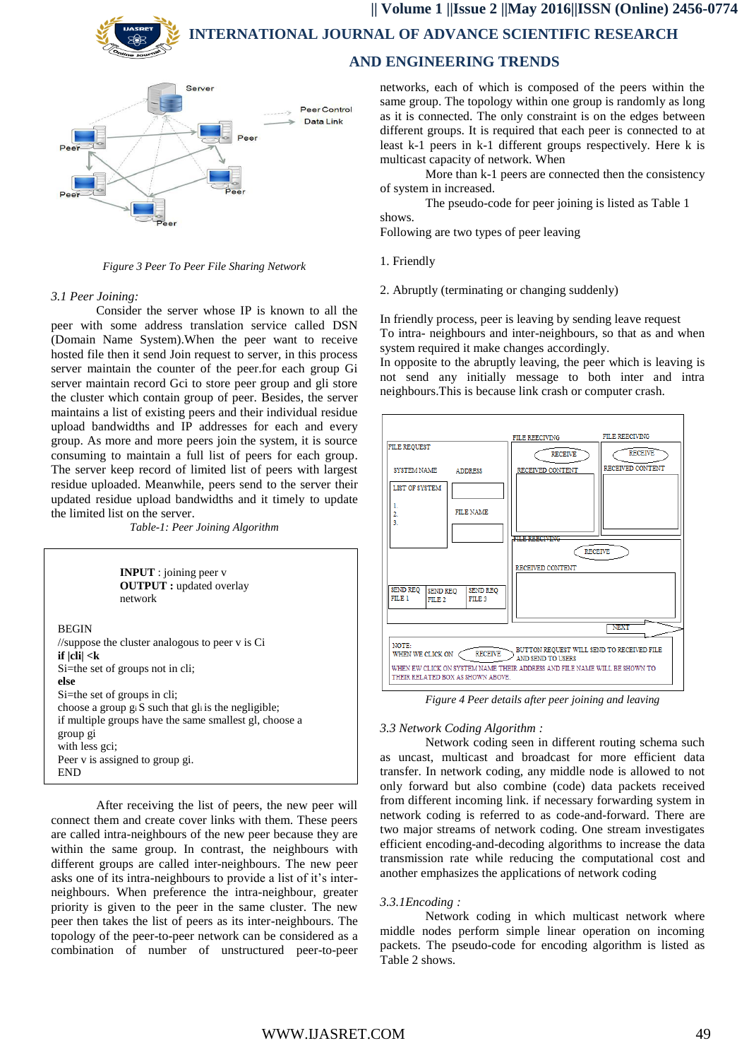Figure 3 Peer To Peer File Sharing Network

*3.1 Peer Joining:*

Consider the server whose IP is known to all the peer with some address translation service called DSN (Domain Name System).When the peer want to receive hosted file then it send Join request to server, in this process server maintain the counter of the peer.for each group Gi server maintain record Gci to store peer group and gli store the cluster which contain group of peer. Besides, the server maintains a list of existing peers and their individual residue upload bandwidths and IP addresses for each and every group. As more and more peers join the system, it is source consuming to maintain a full list of peers for each group. The server keep record of limited list of peers with largest residue uploaded. Meanwhile, peers send to the server their updated residue upload bandwidths and it timely to update the limited list on the server.

*Table-1: Peer Joining Algorithm*

> **INPUT** : joining peer v
> **OUTPUT :** updated overlay network
>
> BEGIN
> //suppose the cluster analogous to peer v is Ci
> **if |cli| <k**
> Si=the set of groups not in cli;
> **else**
> Si=the set of groups in cli;
> choose a group $g_i$ S such that $gl_i$ is the negligible;
> if multiple groups have the same smallest gl, choose a group gi
> with less gci;
> Peer v is assigned to group gi.
> END

After receiving the list of peers, the new peer will connect them and create cover links with them. These peers are called intra-neighbours of the new peer because they are within the same group. In contrast, the neighbours with different groups are called inter-neighbours. The new peer asks one of its intra-neighbours to provide a list of it's inter-neighbours. When preference the intra-neighbour, greater priority is given to the peer in the same cluster. The new peer then takes the list of peers as its inter-neighbours. The topology of the peer-to-peer network can be considered as a combination of number of unstructured peer-to-peer networks, each of which is composed of the peers within the same group. The topology within one group is randomly as long as it is connected. The only constraint is on the edges between different groups. It is required that each peer is connected to at least k-1 peers in k-1 different groups respectively. Here k is multicast capacity of network. When

More than k-1 peers are connected then the consistency of system in increased.

The pseudo-code for peer joining is listed as Table 1 shows.

Following are two types of peer leaving

1. Friendly

2. Abruptly (terminating or changing suddenly)

In friendly process, peer is leaving by sending leave request To intra- neighbours and inter-neighbours, so that as and when system required it make changes accordingly.

In opposite to the abruptly leaving, the peer which is leaving is not send any initially message to both inter and intra neighbours.This is because link crash or computer crash.

Figure 4 Peer details after peer joining and leaving

*3.3 Network Coding Algorithm :*

Network coding seen in different routing schema such as uncast, multicast and broadcast for more efficient data transfer. In network coding, any middle node is allowed to not only forward but also combine (code) data packets received from different incoming link. if necessary forwarding system in network coding is referred to as code-and-forward. There are two major streams of network coding. One stream investigates efficient encoding-and-decoding algorithms to increase the data transmission rate while reducing the computational cost and another emphasizes the applications of network coding

*3.3.1Encoding :*

Network coding in which multicast network where middle nodes perform simple linear operation on incoming packets. The pseudo-code for encoding algorithm is listed as Table 2 shows.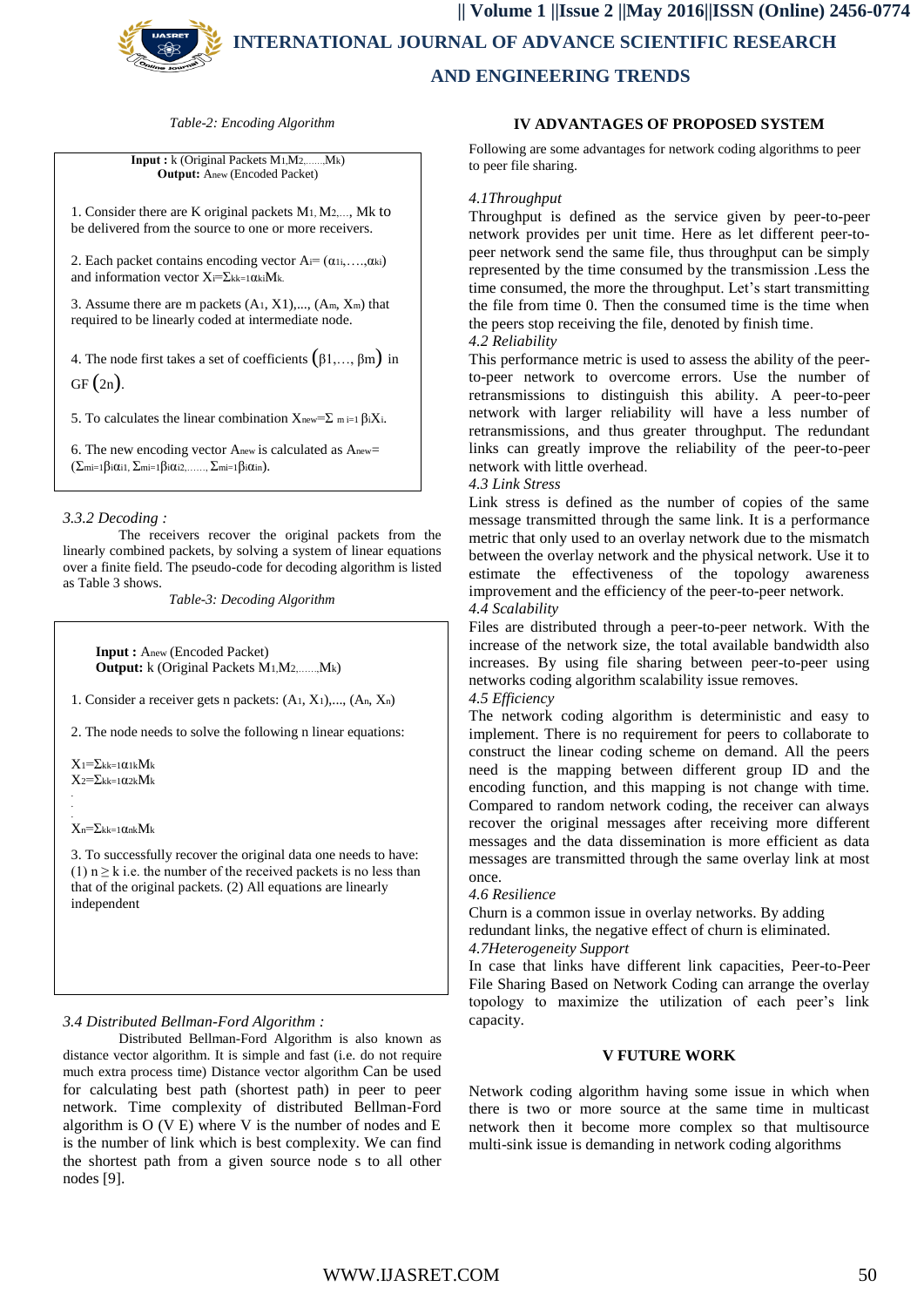*Table-2: Encoding Algorithm*

**Input :** k (Original Packets $M_1, M_2, \ldots, M_k$)
**Output:** $A_{new}$ (Encoded Packet)

1. Consider there are K original packets $M_1, M_2, \ldots, M_k$ to be delivered from the source to one or more receivers.

2. Each packet contains encoding vector $A_i = (\alpha_{1i}, \ldots, \alpha_{ki})$ and information vector $X_i = \Sigma_{k=1}^{k} \alpha_{ki} M_k$.

3. Assume there are m packets $(A_1, X_1), \ldots, (A_m, X_m)$ that required to be linearly coded at intermediate node.

4. The node first takes a set of coefficients $(\beta_1, \ldots, \beta_m)$ in GF $(2n)$.

5. To calculates the linear combination $X_{new} = \Sigma_{i=1}^{m} \beta_i X_i$.

6. The new encoding vector $A_{new}$ is calculated as $A_{new} = (\Sigma_{i=1}^{m} \beta_i \alpha_{i1}, \Sigma_{i=1}^{m} \beta_i \alpha_{i2}, \ldots, \Sigma_{i=1}^{m} \beta_i \alpha_{in})$.

*3.3.2 Decoding :*

The receivers recover the original packets from the linearly combined packets, by solving a system of linear equations over a finite field. The pseudo-code for decoding algorithm is listed as Table 3 shows.

*Table-3: Decoding Algorithm*

**Input :** $A_{new}$ (Encoded Packet)
**Output:** k (Original Packets $M_1, M_2, \ldots, M_k$)

1. Consider a receiver gets n packets: $(A_1, X_1), \ldots, (A_n, X_n)$

2. The node needs to solve the following n linear equations:

$X_1 = \Sigma_{k=1}^{k} \alpha_{1k} M_k$
$X_2 = \Sigma_{k=1}^{k} \alpha_{2k} M_k$
.
.
.
$X_n = \Sigma_{k=1}^{k} \alpha_{nk} M_k$

3. To successfully recover the original data one needs to have: (1) $n \geq k$ i.e. the number of the received packets is no less than that of the original packets. (2) All equations are linearly independent

*3.4 Distributed Bellman-Ford Algorithm :*

Distributed Bellman-Ford Algorithm is also known as distance vector algorithm. It is simple and fast (i.e. do not require much extra process time) Distance vector algorithm Can be used for calculating best path (shortest path) in peer to peer network. Time complexity of distributed Bellman-Ford algorithm is O (V E) where V is the number of nodes and E is the number of link which is best complexity. We can find the shortest path from a given source node s to all other nodes [9].

## IV ADVANTAGES OF PROPOSED SYSTEM

Following are some advantages for network coding algorithms to peer to peer file sharing.

*4.1Throughput*

Throughput is defined as the service given by peer-to-peer network provides per unit time. Here as let different peer-to-peer network send the same file, thus throughput can be simply represented by the time consumed by the transmission .Less the time consumed, the more the throughput. Let's start transmitting the file from time 0. Then the consumed time is the time when the peers stop receiving the file, denoted by finish time.

*4.2 Reliability*

This performance metric is used to assess the ability of the peer-to-peer network to overcome errors. Use the number of retransmissions to distinguish this ability. A peer-to-peer network with larger reliability will have a less number of retransmissions, and thus greater throughput. The redundant links can greatly improve the reliability of the peer-to-peer network with little overhead.

*4.3 Link Stress*

Link stress is defined as the number of copies of the same message transmitted through the same link. It is a performance metric that only used to an overlay network due to the mismatch between the overlay network and the physical network. Use it to estimate the effectiveness of the topology awareness improvement and the efficiency of the peer-to-peer network.

*4.4 Scalability*

Files are distributed through a peer-to-peer network. With the increase of the network size, the total available bandwidth also increases. By using file sharing between peer-to-peer using networks coding algorithm scalability issue removes.

*4.5 Efficiency*

The network coding algorithm is deterministic and easy to implement. There is no requirement for peers to collaborate to construct the linear coding scheme on demand. All the peers need is the mapping between different group ID and the encoding function, and this mapping is not change with time. Compared to random network coding, the receiver can always recover the original messages after receiving more different messages and the data dissemination is more efficient as data messages are transmitted through the same overlay link at most once.

*4.6 Resilience*

Churn is a common issue in overlay networks. By adding redundant links, the negative effect of churn is eliminated.

*4.7Heterogeneity Support*

In case that links have different link capacities, Peer-to-Peer File Sharing Based on Network Coding can arrange the overlay topology to maximize the utilization of each peer's link capacity.

## V FUTURE WORK

Network coding algorithm having some issue in which when there is two or more source at the same time in multicast network then it become more complex so that multisource multi-sink issue is demanding in network coding algorithms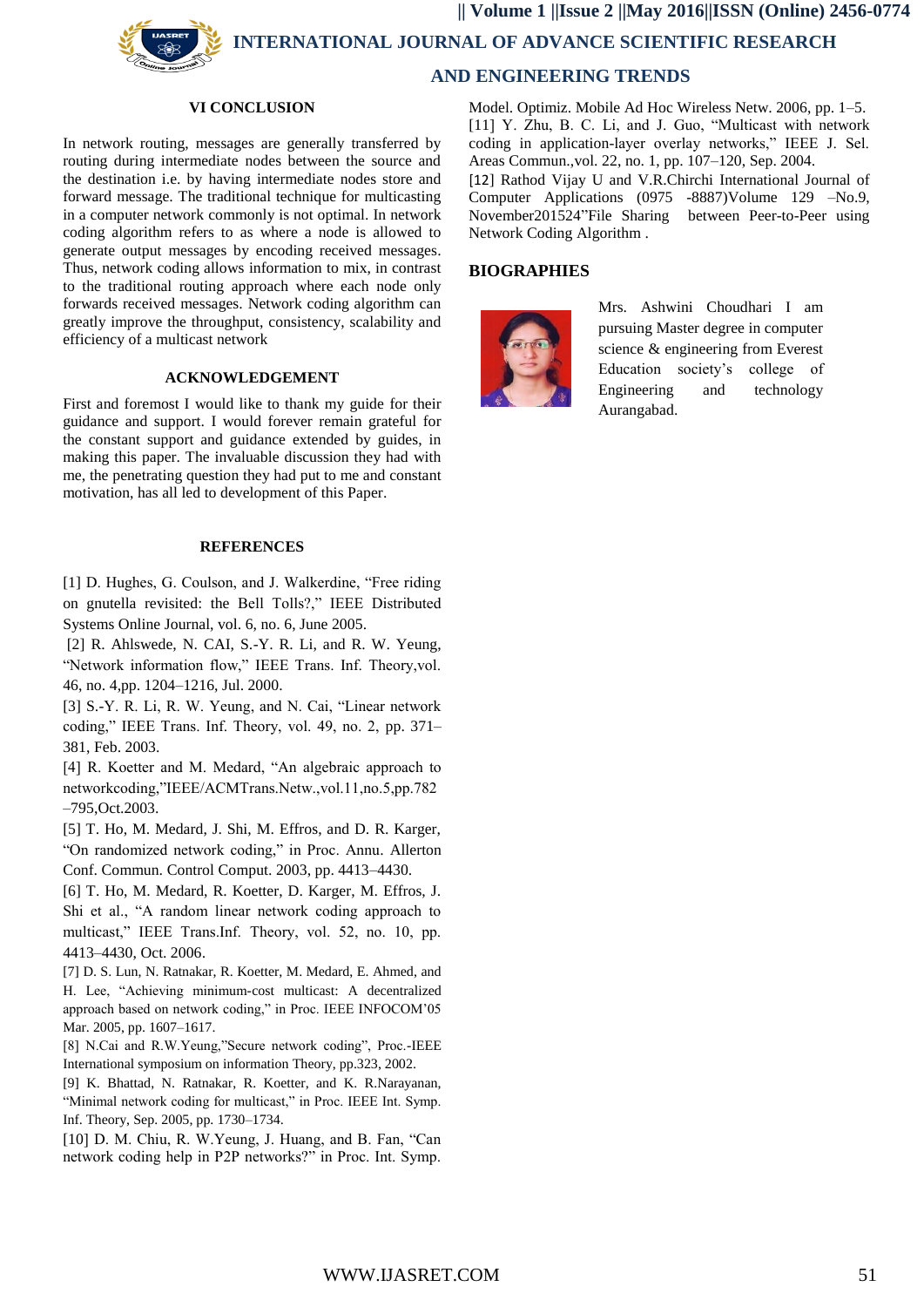## VI CONCLUSION

In network routing, messages are generally transferred by routing during intermediate nodes between the source and the destination i.e. by having intermediate nodes store and forward message. The traditional technique for multicasting in a computer network commonly is not optimal. In network coding algorithm refers to as where a node is allowed to generate output messages by encoding received messages. Thus, network coding allows information to mix, in contrast to the traditional routing approach where each node only forwards received messages. Network coding algorithm can greatly improve the throughput, consistency, scalability and efficiency of a multicast network

## ACKNOWLEDGEMENT

First and foremost I would like to thank my guide for their guidance and support. I would forever remain grateful for the constant support and guidance extended by guides, in making this paper. The invaluable discussion they had with me, the penetrating question they had put to me and constant motivation, has all led to development of this Paper.

## REFERENCES

[1] D. Hughes, G. Coulson, and J. Walkerdine, "Free riding on gnutella revisited: the Bell Tolls?," IEEE Distributed Systems Online Journal, vol. 6, no. 6, June 2005.

[2] R. Ahlswede, N. CAI, S.-Y. R. Li, and R. W. Yeung, "Network information flow," IEEE Trans. Inf. Theory,vol. 46, no. 4,pp. 1204–1216, Jul. 2000.

[3] S.-Y. R. Li, R. W. Yeung, and N. Cai, "Linear network coding," IEEE Trans. Inf. Theory, vol. 49, no. 2, pp. 371–381, Feb. 2003.

[4] R. Koetter and M. Medard, "An algebraic approach to networkcoding,"IEEE/ACMTrans.Netw.,vol.11,no.5,pp.782–795,Oct.2003.

[5] T. Ho, M. Medard, J. Shi, M. Effros, and D. R. Karger, "On randomized network coding," in Proc. Annu. Allerton Conf. Commun. Control Comput. 2003, pp. 4413–4430.

[6] T. Ho, M. Medard, R. Koetter, D. Karger, M. Effros, J. Shi et al., "A random linear network coding approach to multicast," IEEE Trans.Inf. Theory, vol. 52, no. 10, pp. 4413–4430, Oct. 2006.

[7] D. S. Lun, N. Ratnakar, R. Koetter, M. Medard, E. Ahmed, and H. Lee, "Achieving minimum-cost multicast: A decentralized approach based on network coding," in Proc. IEEE INFOCOM'05 Mar. 2005, pp. 1607–1617.

[8] N.Cai and R.W.Yeung,"Secure network coding", Proc.-IEEE International symposium on information Theory, pp.323, 2002.

[9] K. Bhattad, N. Ratnakar, R. Koetter, and K. R.Narayanan, "Minimal network coding for multicast," in Proc. IEEE Int. Symp. Inf. Theory, Sep. 2005, pp. 1730–1734.

[10] D. M. Chiu, R. W.Yeung, J. Huang, and B. Fan, "Can network coding help in P2P networks?" in Proc. Int. Symp. Model. Optimiz. Mobile Ad Hoc Wireless Netw. 2006, pp. 1–5.

[11] Y. Zhu, B. C. Li, and J. Guo, "Multicast with network coding in application-layer overlay networks," IEEE J. Sel. Areas Commun.,vol. 22, no. 1, pp. 107–120, Sep. 2004.

[12] Rathod Vijay U and V.R.Chirchi International Journal of Computer Applications (0975 -8887)Volume 129 –No.9, November201524"File Sharing between Peer-to-Peer using Network Coding Algorithm .

## BIOGRAPHIES

Mrs. Ashwini Choudhari I am pursuing Master degree in computer science & engineering from Everest Education society's college of Engineering and technology Aurangabad.